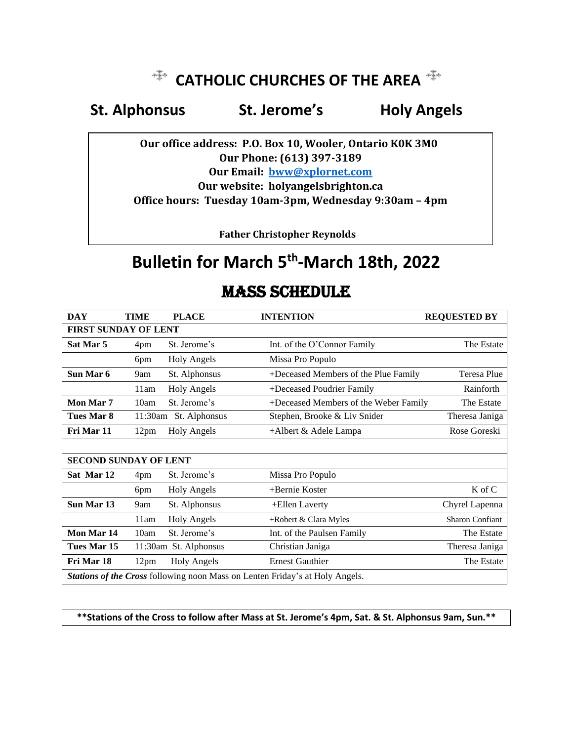# CATHOLIC CHURCHES OF THE AREA

## St. Alphonsus St. Jerome's Holy Angels

**Our office address: P.O. Box 10, Wooler, Ontario K0K 3M0**
**Our Phone: (613) 397-3189**
**Our Email: bww@xplornet.com**
**Our website: holyangelsbrighton.ca**
**Office hours: Tuesday 10am-3pm, Wednesday 9:30am – 4pm**

**Father Christopher Reynolds**

# Bulletin for March 5th-March 18th, 2022

## MASS SCHEDULE

| DAY | TIME | PLACE | INTENTION | REQUESTED BY |
|---|---|---|---|---|
| **FIRST SUNDAY OF LENT** | | | | |
| **Sat Mar 5** | 4pm | St. Jerome's | Int. of the O'Connor Family | The Estate |
| | 6pm | Holy Angels | Missa Pro Populo | |
| **Sun Mar 6** | 9am | St. Alphonsus | +Deceased Members of the Plue Family | Teresa Plue |
| | 11am | Holy Angels | +Deceased Poudrier Family | Rainforth |
| **Mon Mar 7** | 10am | St. Jerome's | +Deceased Members of the Weber Family | The Estate |
| **Tues Mar 8** | 11:30am | St. Alphonsus | Stephen, Brooke & Liv Snider | Theresa Janiga |
| **Fri Mar 11** | 12pm | Holy Angels | +Albert & Adele Lampa | Rose Goreski |
| | | | | |
| **SECOND SUNDAY OF LENT** | | | | |
| **Sat Mar 12** | 4pm | St. Jerome's | Missa Pro Populo | |
| | 6pm | Holy Angels | +Bernie Koster | K of C |
| **Sun Mar 13** | 9am | St. Alphonsus | +Ellen Laverty | Chyrel Lapenna |
| | 11am | Holy Angels | +Robert & Clara Myles | Sharon Confiant |
| **Mon Mar 14** | 10am | St. Jerome's | Int. of the Paulsen Family | The Estate |
| **Tues Mar 15** | 11:30am | St. Alphonsus | Christian Janiga | Theresa Janiga |
| **Fri Mar 18** | 12pm | Holy Angels | Ernest Gauthier | The Estate |
| ***Stations of the Cross*** following noon Mass on Lenten Friday's at Holy Angels. | | | | |

**\*\*Stations of the Cross to follow after Mass at St. Jerome's 4pm, Sat. & St. Alphonsus 9am, Sun.\*\***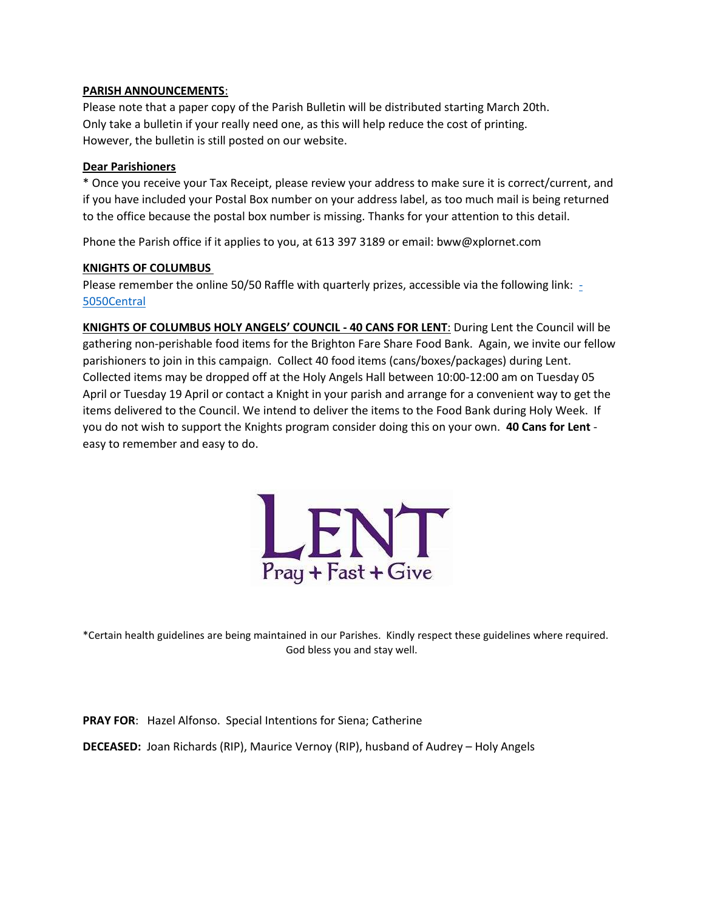**PARISH ANNOUNCEMENTS**:

Please note that a paper copy of the Parish Bulletin will be distributed starting March 20th. Only take a bulletin if your really need one, as this will help reduce the cost of printing. However, the bulletin is still posted on our website.

**Dear Parishioners**

* Once you receive your Tax Receipt, please review your address to make sure it is correct/current, and if you have included your Postal Box number on your address label, as too much mail is being returned to the office because the postal box number is missing. Thanks for your attention to this detail.

Phone the Parish office if it applies to you, at 613 397 3189 or email: bww@xplornet.com

**KNIGHTS OF COLUMBUS**

Please remember the online 50/50 Raffle with quarterly prizes, accessible via the following link: - 5050Central

**KNIGHTS OF COLUMBUS HOLY ANGELS' COUNCIL - 40 CANS FOR LENT**: During Lent the Council will be gathering non-perishable food items for the Brighton Fare Share Food Bank. Again, we invite our fellow parishioners to join in this campaign. Collect 40 food items (cans/boxes/packages) during Lent. Collected items may be dropped off at the Holy Angels Hall between 10:00-12:00 am on Tuesday 05 April or Tuesday 19 April or contact a Knight in your parish and arrange for a convenient way to get the items delivered to the Council. We intend to deliver the items to the Food Bank during Holy Week. If you do not wish to support the Knights program consider doing this on your own. **40 Cans for Lent** - easy to remember and easy to do.

LENT

Pray + Fast + Give

*Certain health guidelines are being maintained in our Parishes. Kindly respect these guidelines where required. God bless you and stay well.

**PRAY FOR**: Hazel Alfonso. Special Intentions for Siena; Catherine

**DECEASED:** Joan Richards (RIP), Maurice Vernoy (RIP), husband of Audrey – Holy Angels